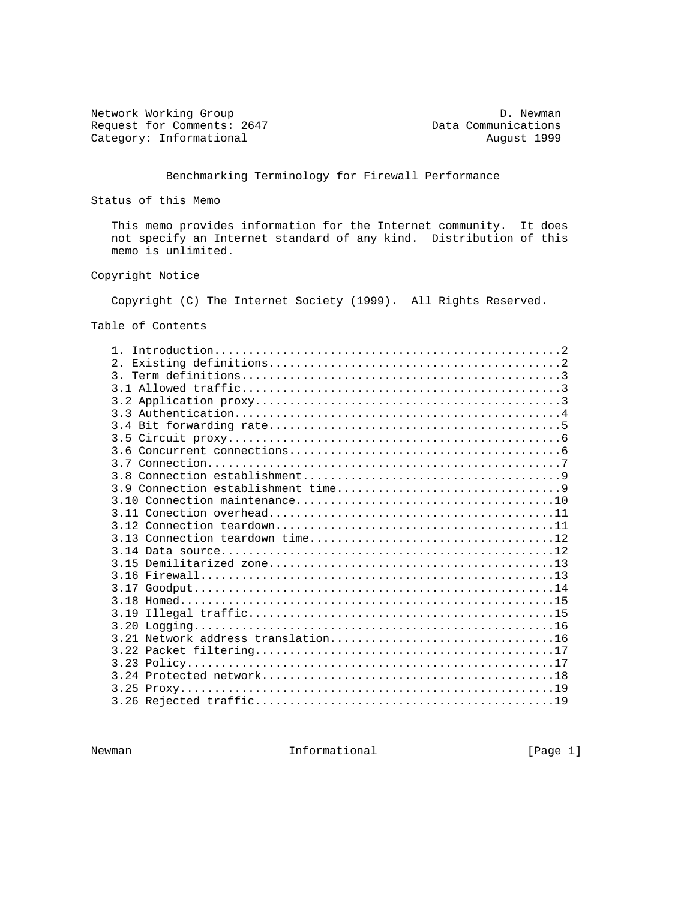Network Working Group D. Newman
Request for Comments: 2647 Data Communications
Category: Informational August 1999

# Benchmarking Terminology for Firewall Performance

## Status of this Memo

This memo provides information for the Internet community. It does not specify an Internet standard of any kind. Distribution of this memo is unlimited.

## Copyright Notice

Copyright (C) The Internet Society (1999). All Rights Reserved.

## Table of Contents

```
1. Introduction..................................................2
2. Existing definitions..........................................2
3. Term definitions..............................................3
3.1 Allowed traffic..............................................3
3.2 Application proxy............................................3
3.3 Authentication...............................................4
3.4 Bit forwarding rate..........................................5
3.5 Circuit proxy................................................6
3.6 Concurrent connections.......................................6
3.7 Connection...................................................7
3.8 Connection establishment.....................................9
3.9 Connection establishment time................................9
3.10 Connection maintenance.....................................10
3.11 Conection overhead.........................................11
3.12 Connection teardown........................................11
3.13 Connection teardown time...................................12
3.14 Data source................................................12
3.15 Demilitarized zone.........................................13
3.16 Firewall...................................................13
3.17 Goodput....................................................14
3.18 Homed......................................................15
3.19 Illegal traffic............................................15
3.20 Logging....................................................16
3.21 Network address translation................................16
3.22 Packet filtering...........................................17
3.23 Policy.....................................................17
3.24 Protected network..........................................18
3.25 Proxy......................................................19
3.26 Rejected traffic...........................................19
```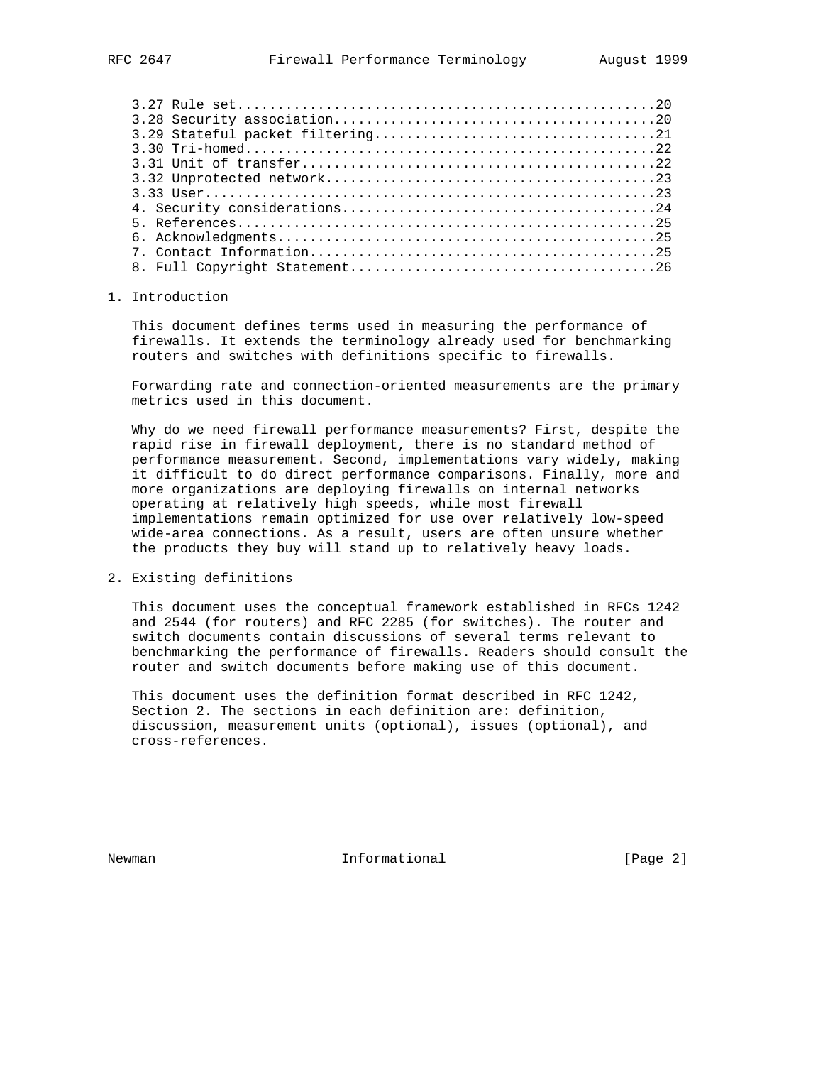3.27 Rule set....................................................20
3.28 Security association........................................20
3.29 Stateful packet filtering....................................21
3.30 Tri-homed...................................................22
3.31 Unit of transfer............................................22
3.32 Unprotected network.........................................23
3.33 User........................................................23
4. Security considerations.......................................24
5. References....................................................25
6. Acknowledgments...............................................25
7. Contact Information...........................................25
8. Full Copyright Statement......................................26

## 1. Introduction

This document defines terms used in measuring the performance of firewalls. It extends the terminology already used for benchmarking routers and switches with definitions specific to firewalls.

Forwarding rate and connection-oriented measurements are the primary metrics used in this document.

Why do we need firewall performance measurements? First, despite the rapid rise in firewall deployment, there is no standard method of performance measurement. Second, implementations vary widely, making it difficult to do direct performance comparisons. Finally, more and more organizations are deploying firewalls on internal networks operating at relatively high speeds, while most firewall implementations remain optimized for use over relatively low-speed wide-area connections. As a result, users are often unsure whether the products they buy will stand up to relatively heavy loads.

## 2. Existing definitions

This document uses the conceptual framework established in RFCs 1242 and 2544 (for routers) and RFC 2285 (for switches). The router and switch documents contain discussions of several terms relevant to benchmarking the performance of firewalls. Readers should consult the router and switch documents before making use of this document.

This document uses the definition format described in RFC 1242, Section 2. The sections in each definition are: definition, discussion, measurement units (optional), issues (optional), and cross-references.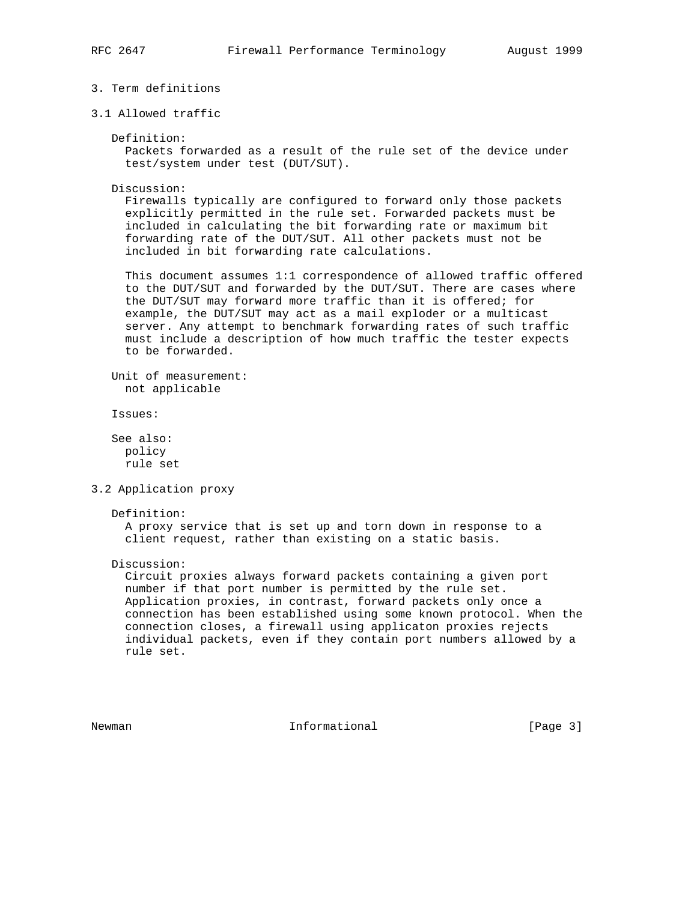# 3. Term definitions

## 3.1 Allowed traffic

Definition:
Packets forwarded as a result of the rule set of the device under test/system under test (DUT/SUT).

Discussion:
Firewalls typically are configured to forward only those packets explicitly permitted in the rule set. Forwarded packets must be included in calculating the bit forwarding rate or maximum bit forwarding rate of the DUT/SUT. All other packets must not be included in bit forwarding rate calculations.

This document assumes 1:1 correspondence of allowed traffic offered to the DUT/SUT and forwarded by the DUT/SUT. There are cases where the DUT/SUT may forward more traffic than it is offered; for example, the DUT/SUT may act as a mail exploder or a multicast server. Any attempt to benchmark forwarding rates of such traffic must include a description of how much traffic the tester expects to be forwarded.

Unit of measurement:
not applicable

Issues:

See also:
policy
rule set

## 3.2 Application proxy

Definition:
A proxy service that is set up and torn down in response to a client request, rather than existing on a static basis.

Discussion:
Circuit proxies always forward packets containing a given port number if that port number is permitted by the rule set. Application proxies, in contrast, forward packets only once a connection has been established using some known protocol. When the connection closes, a firewall using applicaton proxies rejects individual packets, even if they contain port numbers allowed by a rule set.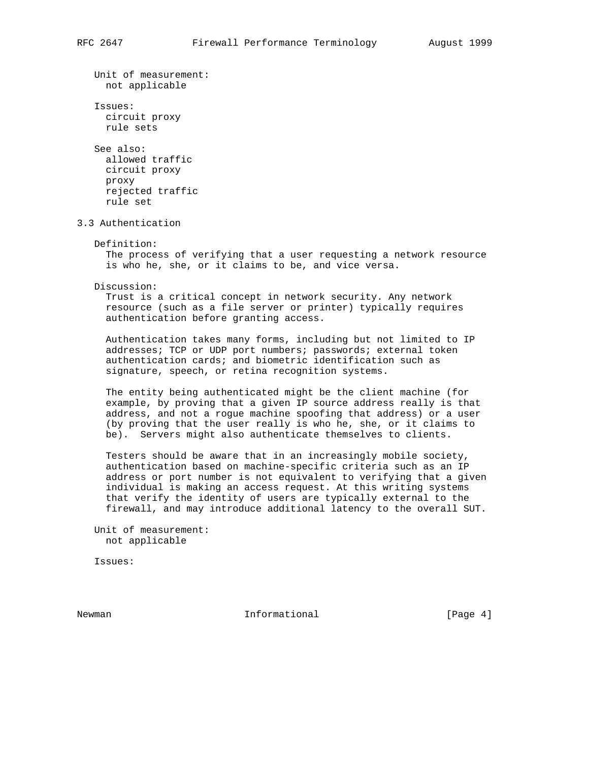Unit of measurement:
not applicable

Issues:
circuit proxy
rule sets

See also:
allowed traffic
circuit proxy
proxy
rejected traffic
rule set

## 3.3 Authentication

Definition:
The process of verifying that a user requesting a network resource is who he, she, or it claims to be, and vice versa.

Discussion:
Trust is a critical concept in network security. Any network resource (such as a file server or printer) typically requires authentication before granting access.

Authentication takes many forms, including but not limited to IP addresses; TCP or UDP port numbers; passwords; external token authentication cards; and biometric identification such as signature, speech, or retina recognition systems.

The entity being authenticated might be the client machine (for example, by proving that a given IP source address really is that address, and not a rogue machine spoofing that address) or a user (by proving that the user really is who he, she, or it claims to be). Servers might also authenticate themselves to clients.

Testers should be aware that in an increasingly mobile society, authentication based on machine-specific criteria such as an IP address or port number is not equivalent to verifying that a given individual is making an access request. At this writing systems that verify the identity of users are typically external to the firewall, and may introduce additional latency to the overall SUT.

Unit of measurement:
not applicable

Issues: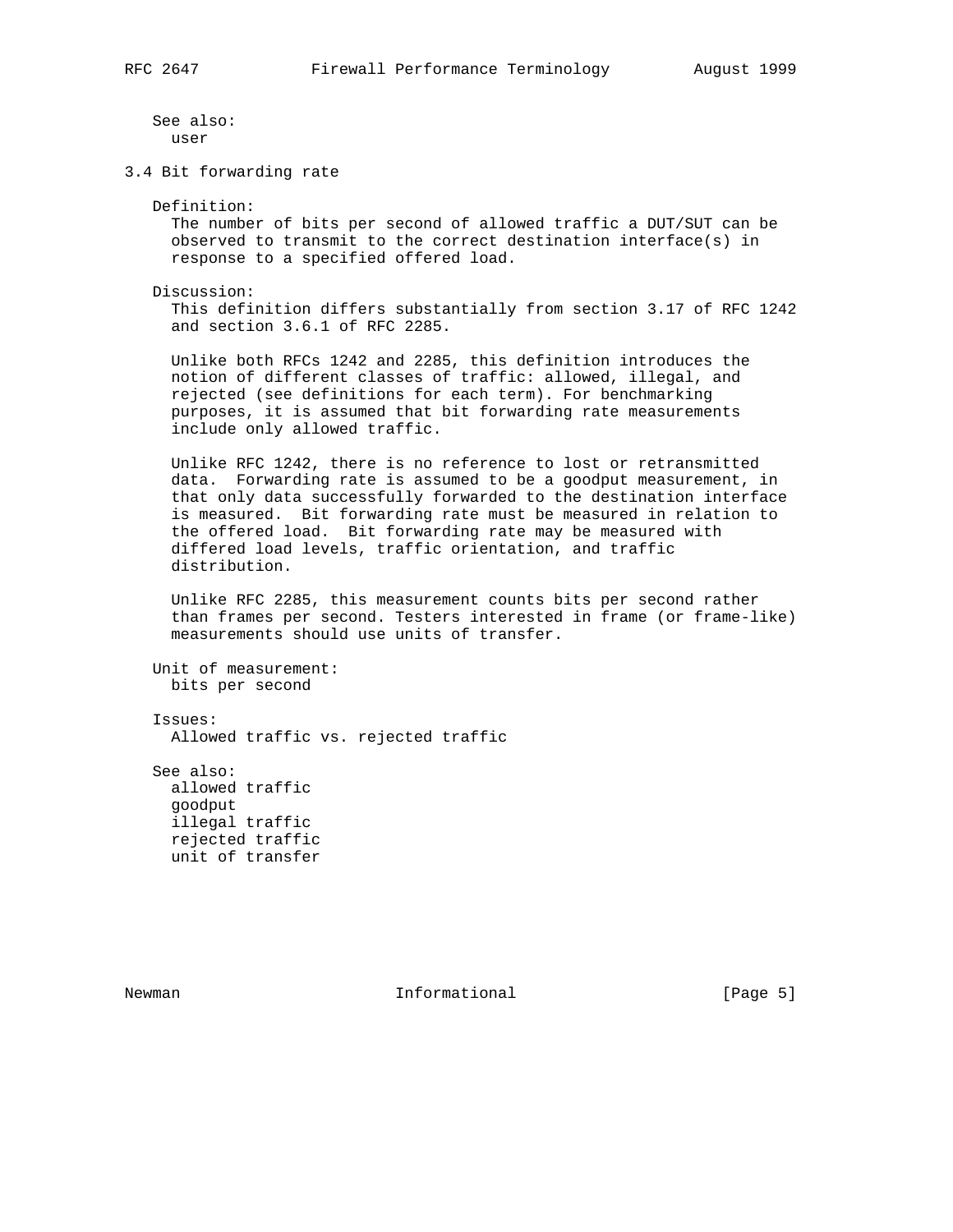See also:
user

### 3.4 Bit forwarding rate

Definition:
The number of bits per second of allowed traffic a DUT/SUT can be observed to transmit to the correct destination interface(s) in response to a specified offered load.

Discussion:
This definition differs substantially from section 3.17 of RFC 1242 and section 3.6.1 of RFC 2285.

Unlike both RFCs 1242 and 2285, this definition introduces the notion of different classes of traffic: allowed, illegal, and rejected (see definitions for each term). For benchmarking purposes, it is assumed that bit forwarding rate measurements include only allowed traffic.

Unlike RFC 1242, there is no reference to lost or retransmitted data. Forwarding rate is assumed to be a goodput measurement, in that only data successfully forwarded to the destination interface is measured. Bit forwarding rate must be measured in relation to the offered load. Bit forwarding rate may be measured with differed load levels, traffic orientation, and traffic distribution.

Unlike RFC 2285, this measurement counts bits per second rather than frames per second. Testers interested in frame (or frame-like) measurements should use units of transfer.

Unit of measurement:
bits per second

Issues:
Allowed traffic vs. rejected traffic

See also:
allowed traffic
goodput
illegal traffic
rejected traffic
unit of transfer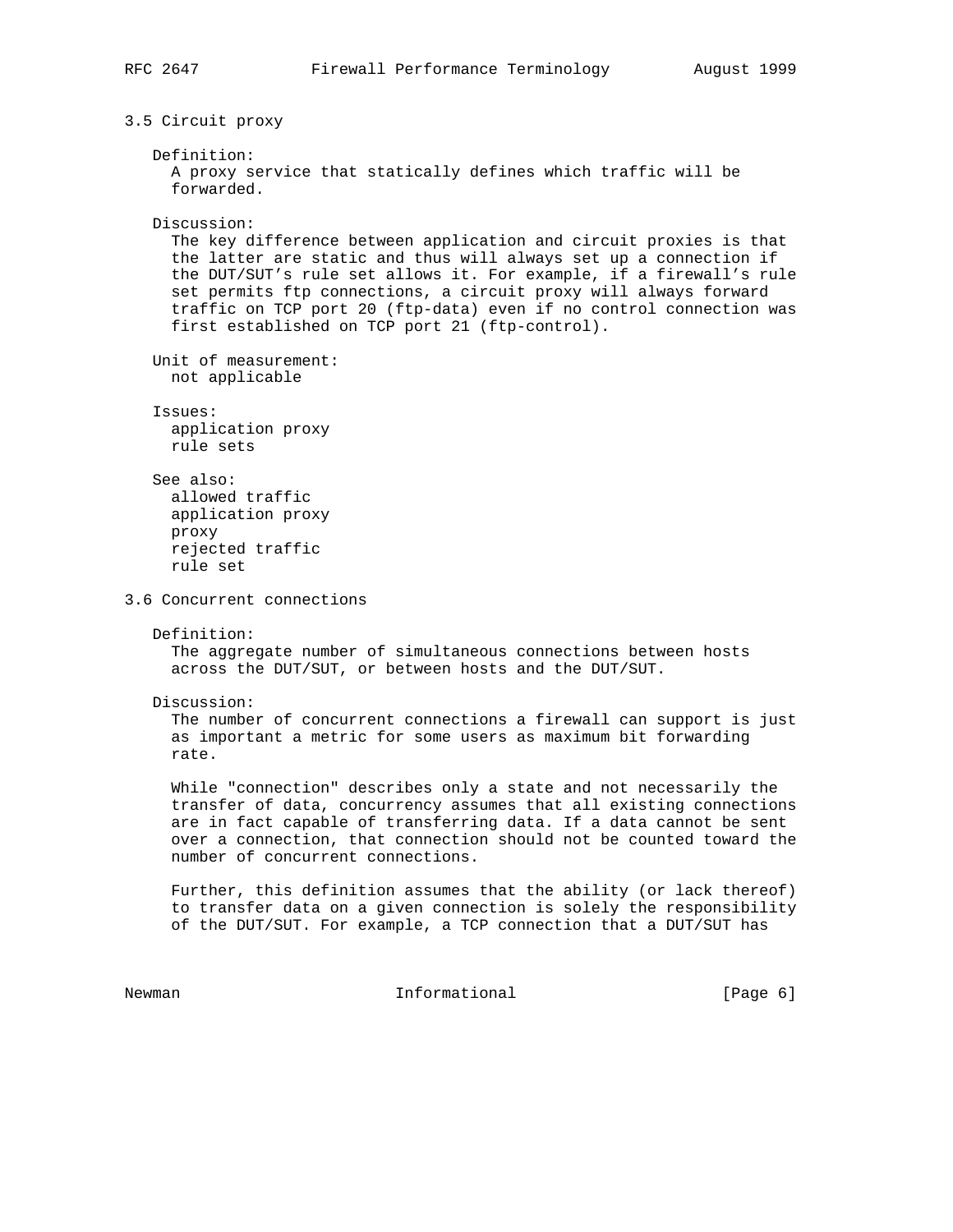### 3.5 Circuit proxy

Definition:
A proxy service that statically defines which traffic will be forwarded.

Discussion:
The key difference between application and circuit proxies is that the latter are static and thus will always set up a connection if the DUT/SUT's rule set allows it. For example, if a firewall's rule set permits ftp connections, a circuit proxy will always forward traffic on TCP port 20 (ftp-data) even if no control connection was first established on TCP port 21 (ftp-control).

Unit of measurement:
not applicable

Issues:
application proxy
rule sets

See also:
allowed traffic
application proxy
proxy
rejected traffic
rule set

### 3.6 Concurrent connections

Definition:
The aggregate number of simultaneous connections between hosts across the DUT/SUT, or between hosts and the DUT/SUT.

Discussion:
The number of concurrent connections a firewall can support is just as important a metric for some users as maximum bit forwarding rate.

While "connection" describes only a state and not necessarily the transfer of data, concurrency assumes that all existing connections are in fact capable of transferring data. If a data cannot be sent over a connection, that connection should not be counted toward the number of concurrent connections.

Further, this definition assumes that the ability (or lack thereof) to transfer data on a given connection is solely the responsibility of the DUT/SUT. For example, a TCP connection that a DUT/SUT has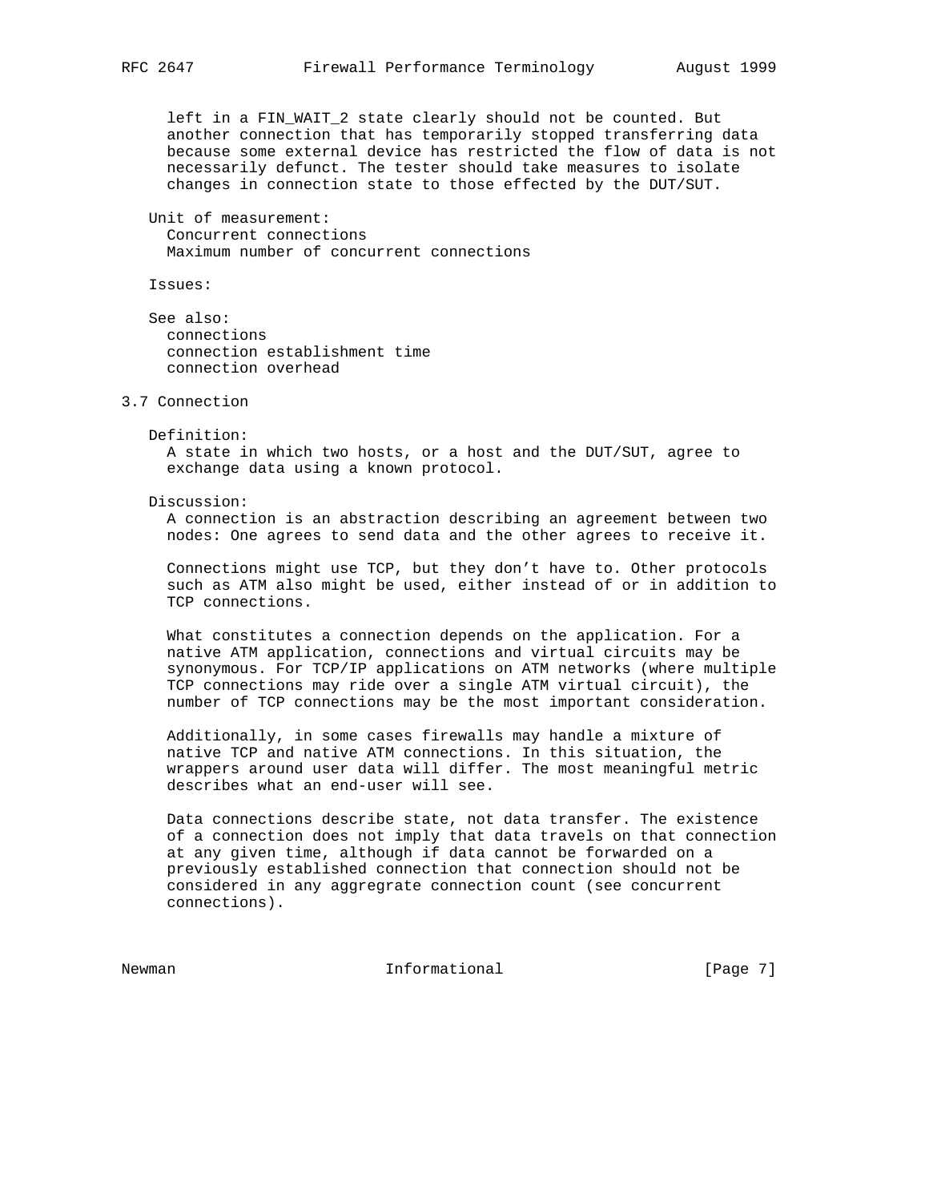left in a FIN_WAIT_2 state clearly should not be counted. But another connection that has temporarily stopped transferring data because some external device has restricted the flow of data is not necessarily defunct. The tester should take measures to isolate changes in connection state to those effected by the DUT/SUT.

Unit of measurement:
Concurrent connections
Maximum number of concurrent connections

Issues:

See also:
connections
connection establishment time
connection overhead

## 3.7 Connection

Definition:
A state in which two hosts, or a host and the DUT/SUT, agree to exchange data using a known protocol.

Discussion:
A connection is an abstraction describing an agreement between two nodes: One agrees to send data and the other agrees to receive it.

Connections might use TCP, but they don't have to. Other protocols such as ATM also might be used, either instead of or in addition to TCP connections.

What constitutes a connection depends on the application. For a native ATM application, connections and virtual circuits may be synonymous. For TCP/IP applications on ATM networks (where multiple TCP connections may ride over a single ATM virtual circuit), the number of TCP connections may be the most important consideration.

Additionally, in some cases firewalls may handle a mixture of native TCP and native ATM connections. In this situation, the wrappers around user data will differ. The most meaningful metric describes what an end-user will see.

Data connections describe state, not data transfer. The existence of a connection does not imply that data travels on that connection at any given time, although if data cannot be forwarded on a previously established connection that connection should not be considered in any aggregrate connection count (see concurrent connections).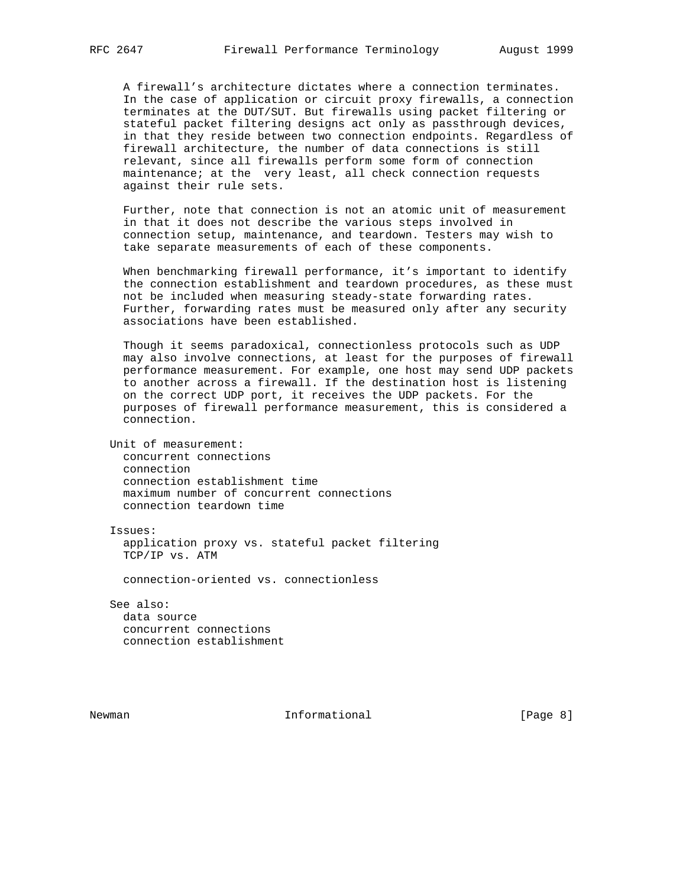A firewall's architecture dictates where a connection terminates. In the case of application or circuit proxy firewalls, a connection terminates at the DUT/SUT. But firewalls using packet filtering or stateful packet filtering designs act only as passthrough devices, in that they reside between two connection endpoints. Regardless of firewall architecture, the number of data connections is still relevant, since all firewalls perform some form of connection maintenance; at the very least, all check connection requests against their rule sets.

Further, note that connection is not an atomic unit of measurement in that it does not describe the various steps involved in connection setup, maintenance, and teardown. Testers may wish to take separate measurements of each of these components.

When benchmarking firewall performance, it's important to identify the connection establishment and teardown procedures, as these must not be included when measuring steady-state forwarding rates. Further, forwarding rates must be measured only after any security associations have been established.

Though it seems paradoxical, connectionless protocols such as UDP may also involve connections, at least for the purposes of firewall performance measurement. For example, one host may send UDP packets to another across a firewall. If the destination host is listening on the correct UDP port, it receives the UDP packets. For the purposes of firewall performance measurement, this is considered a connection.

Unit of measurement:
- concurrent connections
- connection
- connection establishment time
- maximum number of concurrent connections
- connection teardown time

Issues:
- application proxy vs. stateful packet filtering
- TCP/IP vs. ATM
- connection-oriented vs. connectionless

See also:
- data source
- concurrent connections
- connection establishment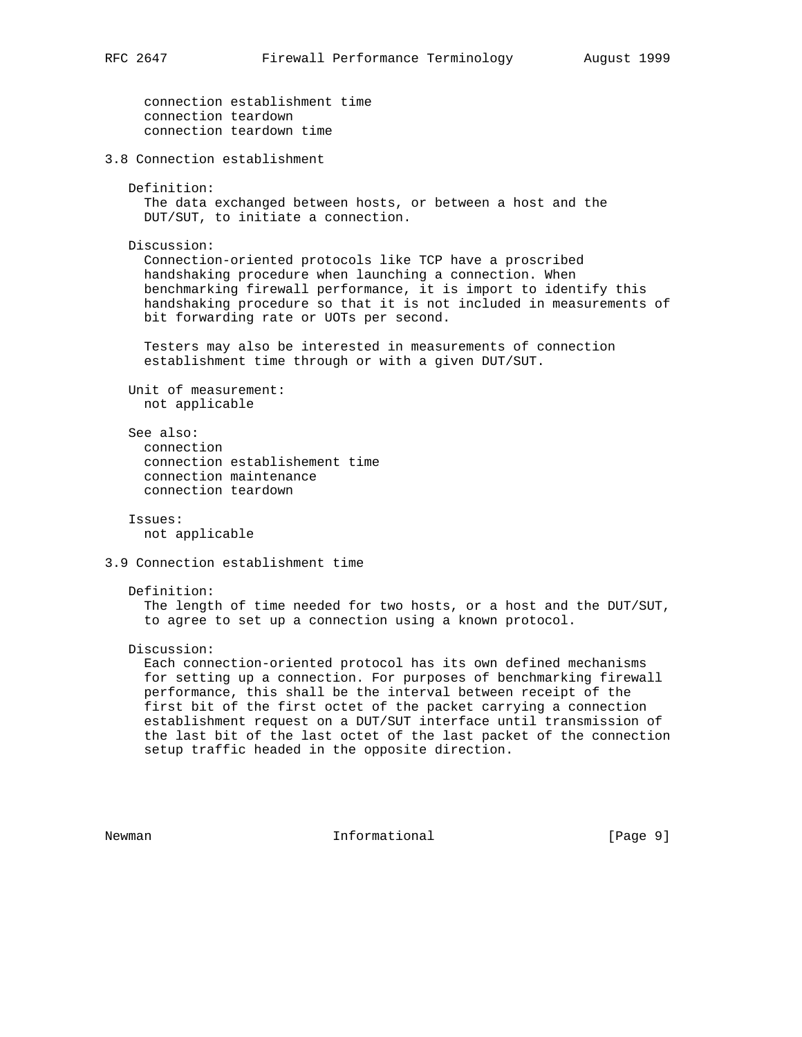connection establishment time
connection teardown
connection teardown time

### 3.8 Connection establishment

Definition:
The data exchanged between hosts, or between a host and the DUT/SUT, to initiate a connection.

Discussion:
Connection-oriented protocols like TCP have a proscribed handshaking procedure when launching a connection. When benchmarking firewall performance, it is import to identify this handshaking procedure so that it is not included in measurements of bit forwarding rate or UOTs per second.

Testers may also be interested in measurements of connection establishment time through or with a given DUT/SUT.

Unit of measurement:
not applicable

See also:
connection
connection establishement time
connection maintenance
connection teardown

Issues:
not applicable

### 3.9 Connection establishment time

Definition:
The length of time needed for two hosts, or a host and the DUT/SUT, to agree to set up a connection using a known protocol.

Discussion:
Each connection-oriented protocol has its own defined mechanisms for setting up a connection. For purposes of benchmarking firewall performance, this shall be the interval between receipt of the first bit of the first octet of the packet carrying a connection establishment request on a DUT/SUT interface until transmission of the last bit of the last octet of the last packet of the connection setup traffic headed in the opposite direction.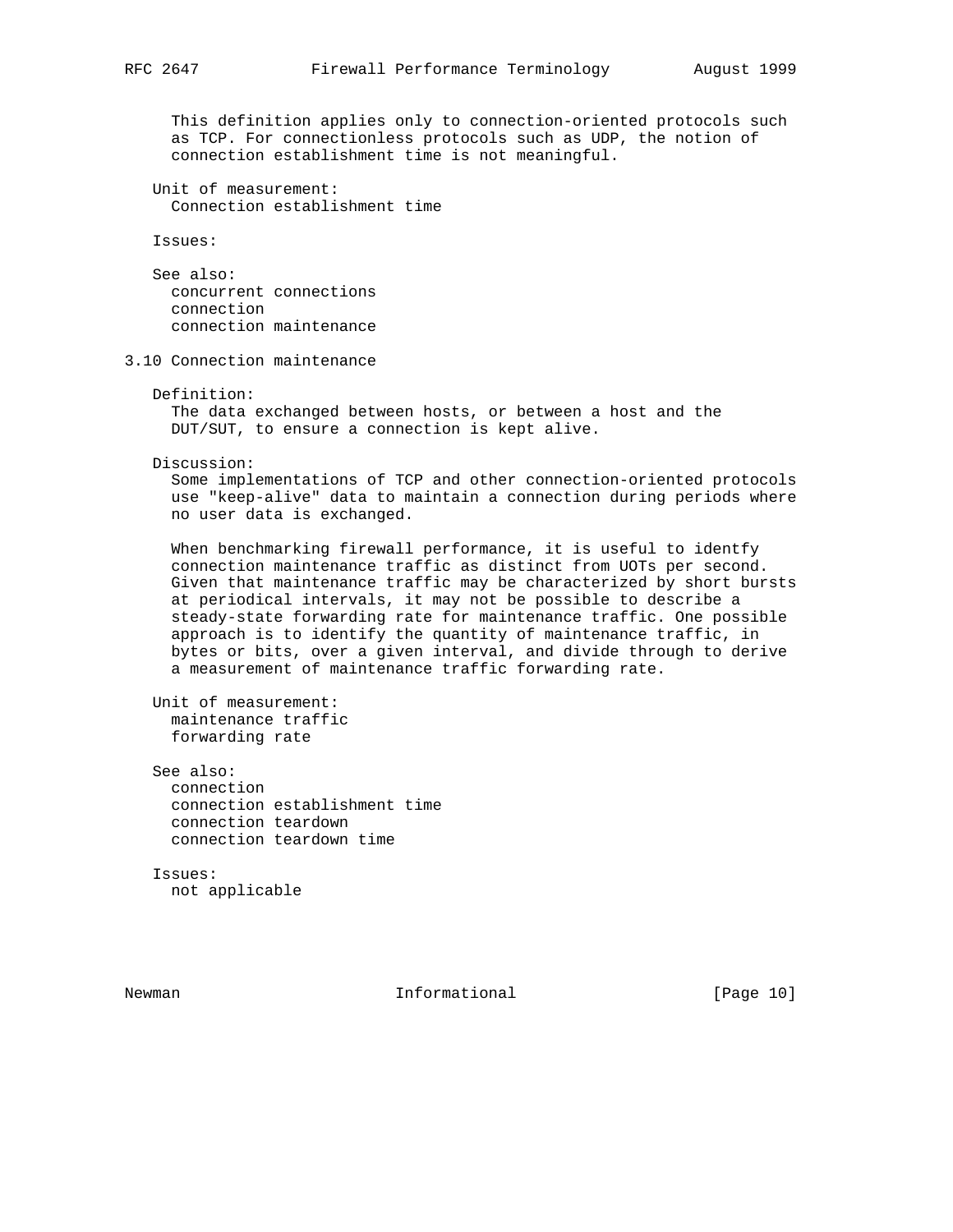This definition applies only to connection-oriented protocols such as TCP. For connectionless protocols such as UDP, the notion of connection establishment time is not meaningful.

Unit of measurement:
Connection establishment time

Issues:

See also:
concurrent connections
connection
connection maintenance

### 3.10 Connection maintenance

Definition:
The data exchanged between hosts, or between a host and the DUT/SUT, to ensure a connection is kept alive.

Discussion:
Some implementations of TCP and other connection-oriented protocols use "keep-alive" data to maintain a connection during periods where no user data is exchanged.

When benchmarking firewall performance, it is useful to identfy connection maintenance traffic as distinct from UOTs per second. Given that maintenance traffic may be characterized by short bursts at periodical intervals, it may not be possible to describe a steady-state forwarding rate for maintenance traffic. One possible approach is to identify the quantity of maintenance traffic, in bytes or bits, over a given interval, and divide through to derive a measurement of maintenance traffic forwarding rate.

Unit of measurement:
maintenance traffic
forwarding rate

See also:
connection
connection establishment time
connection teardown
connection teardown time

Issues:
not applicable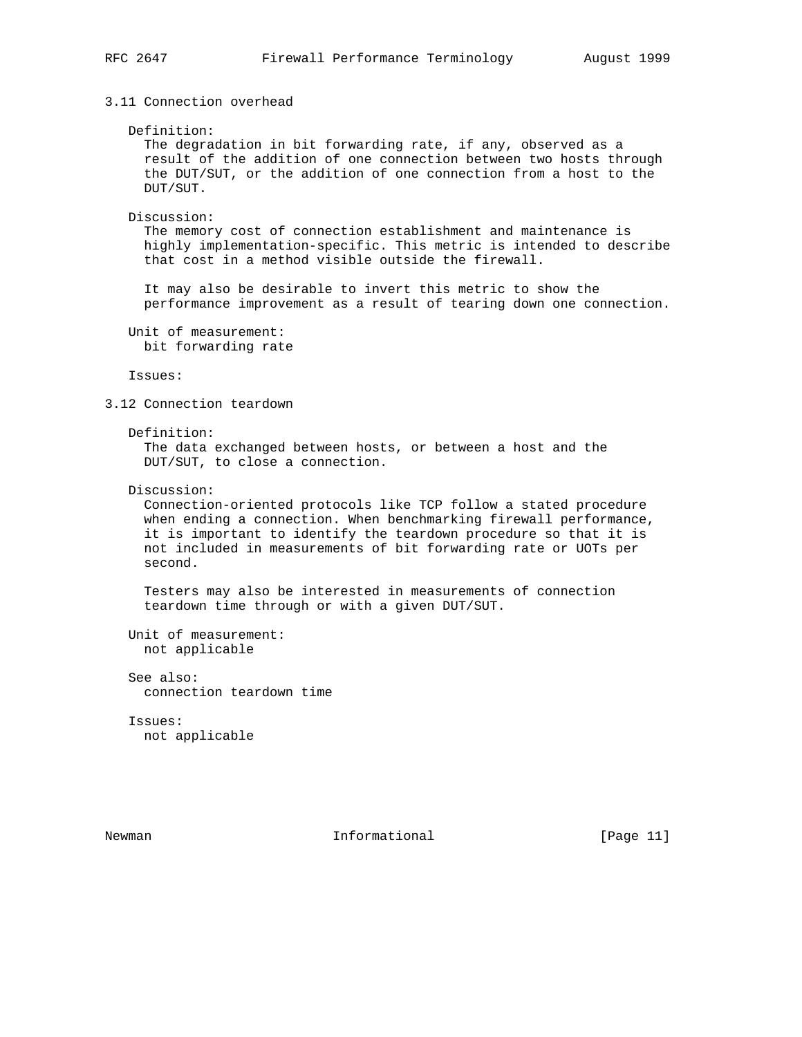### 3.11 Connection overhead

Definition:
The degradation in bit forwarding rate, if any, observed as a result of the addition of one connection between two hosts through the DUT/SUT, or the addition of one connection from a host to the DUT/SUT.

Discussion:
The memory cost of connection establishment and maintenance is highly implementation-specific. This metric is intended to describe that cost in a method visible outside the firewall.

It may also be desirable to invert this metric to show the performance improvement as a result of tearing down one connection.

Unit of measurement:
bit forwarding rate

Issues:

### 3.12 Connection teardown

Definition:
The data exchanged between hosts, or between a host and the DUT/SUT, to close a connection.

Discussion:
Connection-oriented protocols like TCP follow a stated procedure when ending a connection. When benchmarking firewall performance, it is important to identify the teardown procedure so that it is not included in measurements of bit forwarding rate or UOTs per second.

Testers may also be interested in measurements of connection teardown time through or with a given DUT/SUT.

Unit of measurement:
not applicable

See also:
connection teardown time

Issues:
not applicable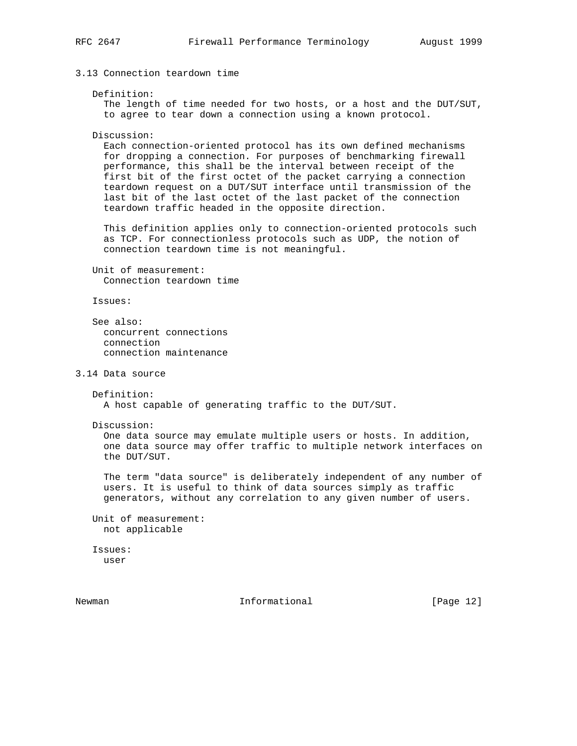### 3.13 Connection teardown time

Definition:

The length of time needed for two hosts, or a host and the DUT/SUT, to agree to tear down a connection using a known protocol.

Discussion:

Each connection-oriented protocol has its own defined mechanisms for dropping a connection. For purposes of benchmarking firewall performance, this shall be the interval between receipt of the first bit of the first octet of the packet carrying a connection teardown request on a DUT/SUT interface until transmission of the last bit of the last octet of the last packet of the connection teardown traffic headed in the opposite direction.

This definition applies only to connection-oriented protocols such as TCP. For connectionless protocols such as UDP, the notion of connection teardown time is not meaningful.

Unit of measurement:

Connection teardown time

Issues:

See also:

concurrent connections
connection
connection maintenance

### 3.14 Data source

Definition:

A host capable of generating traffic to the DUT/SUT.

Discussion:

One data source may emulate multiple users or hosts. In addition, one data source may offer traffic to multiple network interfaces on the DUT/SUT.

The term "data source" is deliberately independent of any number of users. It is useful to think of data sources simply as traffic generators, without any correlation to any given number of users.

Unit of measurement:

not applicable

Issues:

user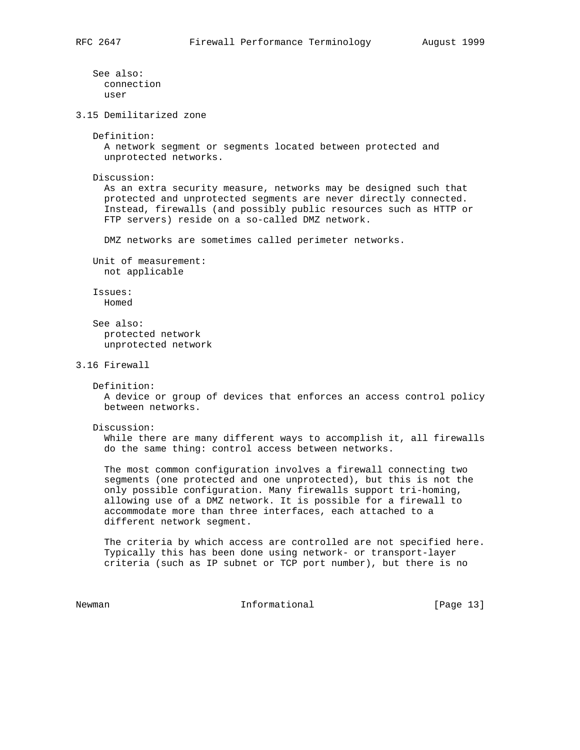See also:
  connection
  user

### 3.15 Demilitarized zone

Definition:
  A network segment or segments located between protected and unprotected networks.

Discussion:
  As an extra security measure, networks may be designed such that protected and unprotected segments are never directly connected. Instead, firewalls (and possibly public resources such as HTTP or FTP servers) reside on a so-called DMZ network.

  DMZ networks are sometimes called perimeter networks.

Unit of measurement:
  not applicable

Issues:
  Homed

See also:
  protected network
  unprotected network

### 3.16 Firewall

Definition:
  A device or group of devices that enforces an access control policy between networks.

Discussion:
  While there are many different ways to accomplish it, all firewalls do the same thing: control access between networks.

  The most common configuration involves a firewall connecting two segments (one protected and one unprotected), but this is not the only possible configuration. Many firewalls support tri-homing, allowing use of a DMZ network. It is possible for a firewall to accommodate more than three interfaces, each attached to a different network segment.

  The criteria by which access are controlled are not specified here. Typically this has been done using network- or transport-layer criteria (such as IP subnet or TCP port number), but there is no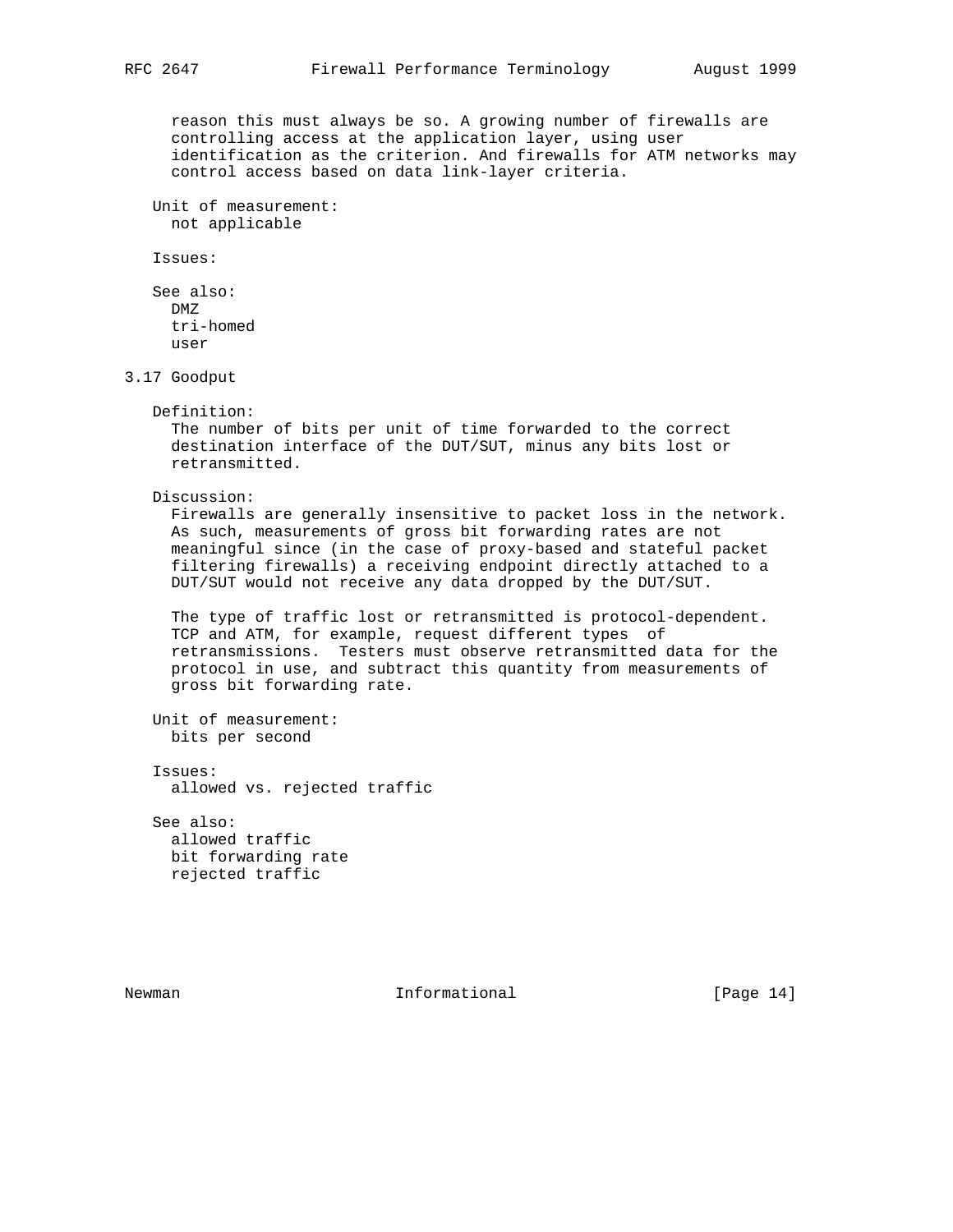reason this must always be so. A growing number of firewalls are controlling access at the application layer, using user identification as the criterion. And firewalls for ATM networks may control access based on data link-layer criteria.

Unit of measurement:
not applicable

Issues:

See also:
DMZ
tri-homed
user

### 3.17 Goodput

Definition:
The number of bits per unit of time forwarded to the correct destination interface of the DUT/SUT, minus any bits lost or retransmitted.

Discussion:
Firewalls are generally insensitive to packet loss in the network. As such, measurements of gross bit forwarding rates are not meaningful since (in the case of proxy-based and stateful packet filtering firewalls) a receiving endpoint directly attached to a DUT/SUT would not receive any data dropped by the DUT/SUT.

The type of traffic lost or retransmitted is protocol-dependent. TCP and ATM, for example, request different types of retransmissions. Testers must observe retransmitted data for the protocol in use, and subtract this quantity from measurements of gross bit forwarding rate.

Unit of measurement:
bits per second

Issues:
allowed vs. rejected traffic

See also:
allowed traffic
bit forwarding rate
rejected traffic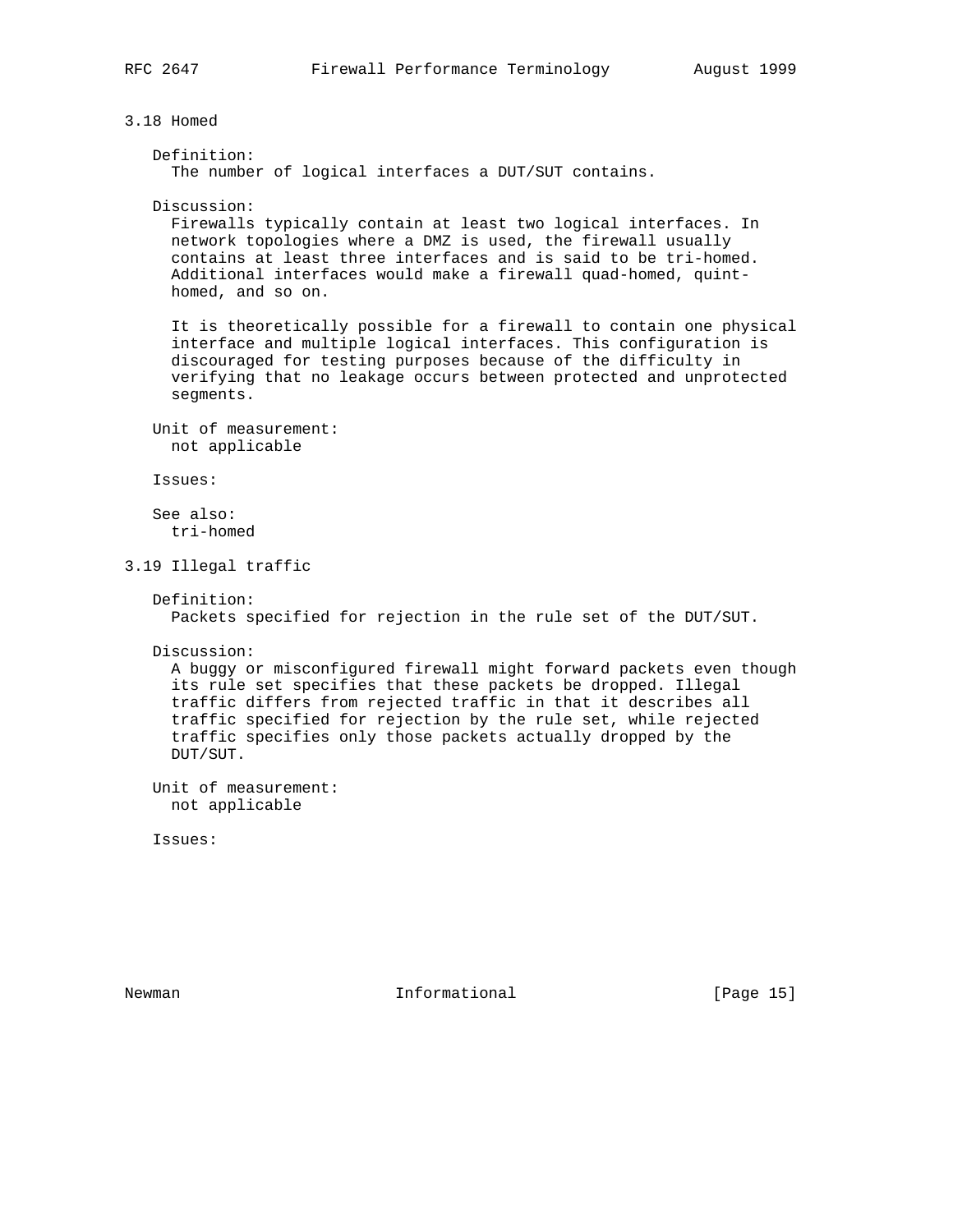### 3.18 Homed

Definition:
The number of logical interfaces a DUT/SUT contains.

Discussion:
Firewalls typically contain at least two logical interfaces. In network topologies where a DMZ is used, the firewall usually contains at least three interfaces and is said to be tri-homed. Additional interfaces would make a firewall quad-homed, quint-homed, and so on.

It is theoretically possible for a firewall to contain one physical interface and multiple logical interfaces. This configuration is discouraged for testing purposes because of the difficulty in verifying that no leakage occurs between protected and unprotected segments.

Unit of measurement:
not applicable

Issues:

See also:
tri-homed

### 3.19 Illegal traffic

Definition:
Packets specified for rejection in the rule set of the DUT/SUT.

Discussion:
A buggy or misconfigured firewall might forward packets even though its rule set specifies that these packets be dropped. Illegal traffic differs from rejected traffic in that it describes all traffic specified for rejection by the rule set, while rejected traffic specifies only those packets actually dropped by the DUT/SUT.

Unit of measurement:
not applicable

Issues: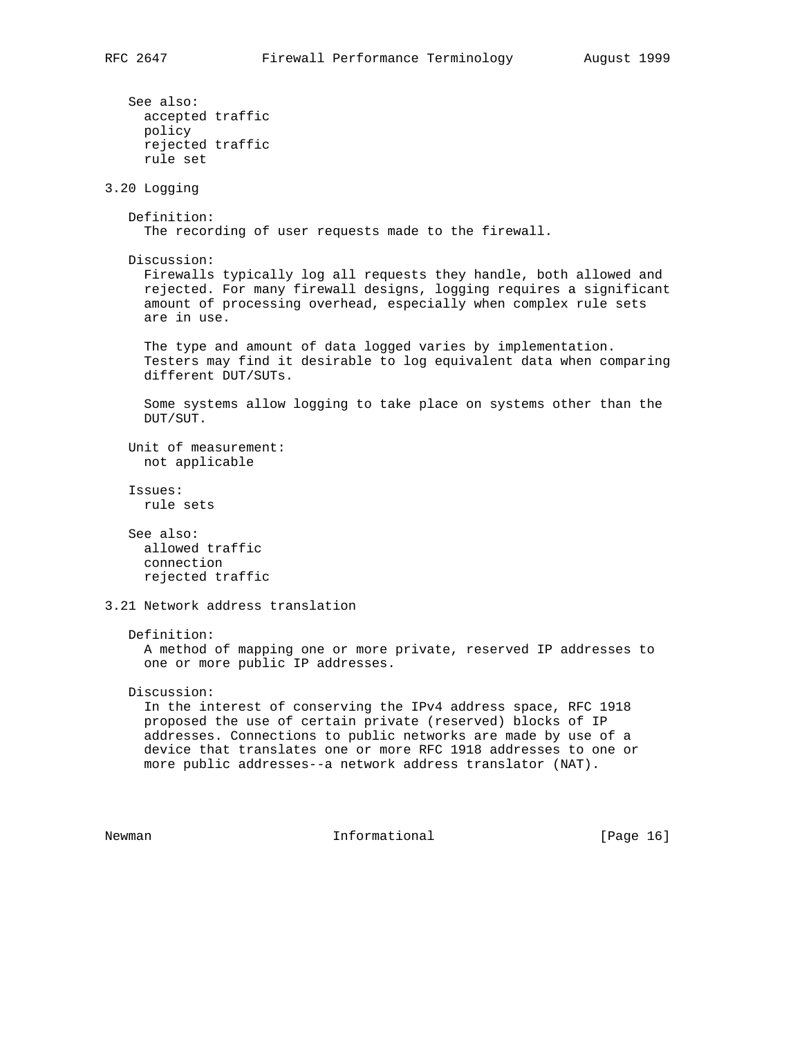See also:
  accepted traffic
  policy
  rejected traffic
  rule set

## 3.20 Logging

Definition:
  The recording of user requests made to the firewall.

Discussion:
  Firewalls typically log all requests they handle, both allowed and rejected. For many firewall designs, logging requires a significant amount of processing overhead, especially when complex rule sets are in use.

  The type and amount of data logged varies by implementation. Testers may find it desirable to log equivalent data when comparing different DUT/SUTs.

  Some systems allow logging to take place on systems other than the DUT/SUT.

Unit of measurement:
  not applicable

Issues:
  rule sets

See also:
  allowed traffic
  connection
  rejected traffic

## 3.21 Network address translation

Definition:
  A method of mapping one or more private, reserved IP addresses to one or more public IP addresses.

Discussion:
  In the interest of conserving the IPv4 address space, RFC 1918 proposed the use of certain private (reserved) blocks of IP addresses. Connections to public networks are made by use of a device that translates one or more RFC 1918 addresses to one or more public addresses--a network address translator (NAT).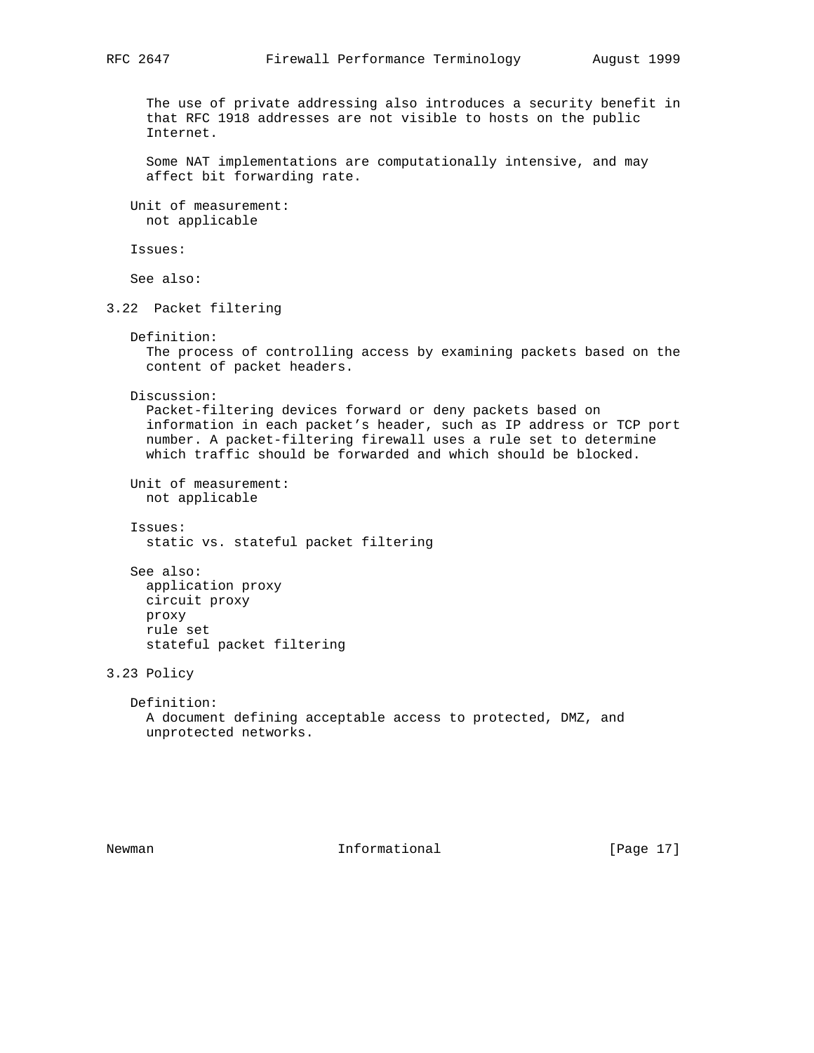The use of private addressing also introduces a security benefit in that RFC 1918 addresses are not visible to hosts on the public Internet.

Some NAT implementations are computationally intensive, and may affect bit forwarding rate.

Unit of measurement:
not applicable

Issues:

See also:

### 3.22 Packet filtering

Definition:
The process of controlling access by examining packets based on the content of packet headers.

Discussion:
Packet-filtering devices forward or deny packets based on information in each packet's header, such as IP address or TCP port number. A packet-filtering firewall uses a rule set to determine which traffic should be forwarded and which should be blocked.

Unit of measurement:
not applicable

Issues:
static vs. stateful packet filtering

See also:
application proxy
circuit proxy
proxy
rule set
stateful packet filtering

### 3.23 Policy

Definition:
A document defining acceptable access to protected, DMZ, and unprotected networks.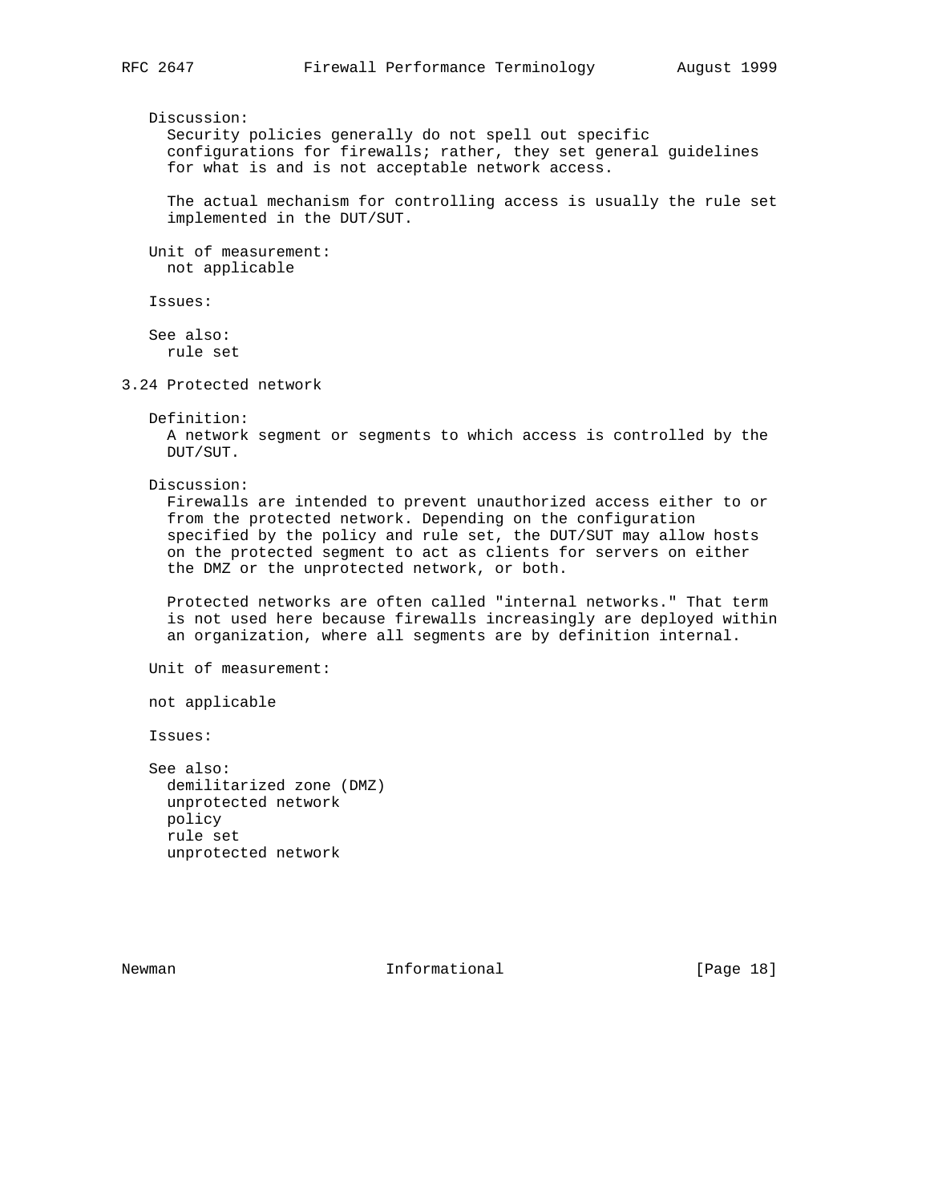Discussion:
Security policies generally do not spell out specific configurations for firewalls; rather, they set general guidelines for what is and is not acceptable network access.

The actual mechanism for controlling access is usually the rule set implemented in the DUT/SUT.

Unit of measurement:
not applicable

Issues:

See also:
rule set

### 3.24 Protected network

Definition:
A network segment or segments to which access is controlled by the DUT/SUT.

Discussion:
Firewalls are intended to prevent unauthorized access either to or from the protected network. Depending on the configuration specified by the policy and rule set, the DUT/SUT may allow hosts on the protected segment to act as clients for servers on either the DMZ or the unprotected network, or both.

Protected networks are often called "internal networks." That term is not used here because firewalls increasingly are deployed within an organization, where all segments are by definition internal.

Unit of measurement:

not applicable

Issues:

See also:
demilitarized zone (DMZ)
unprotected network
policy
rule set
unprotected network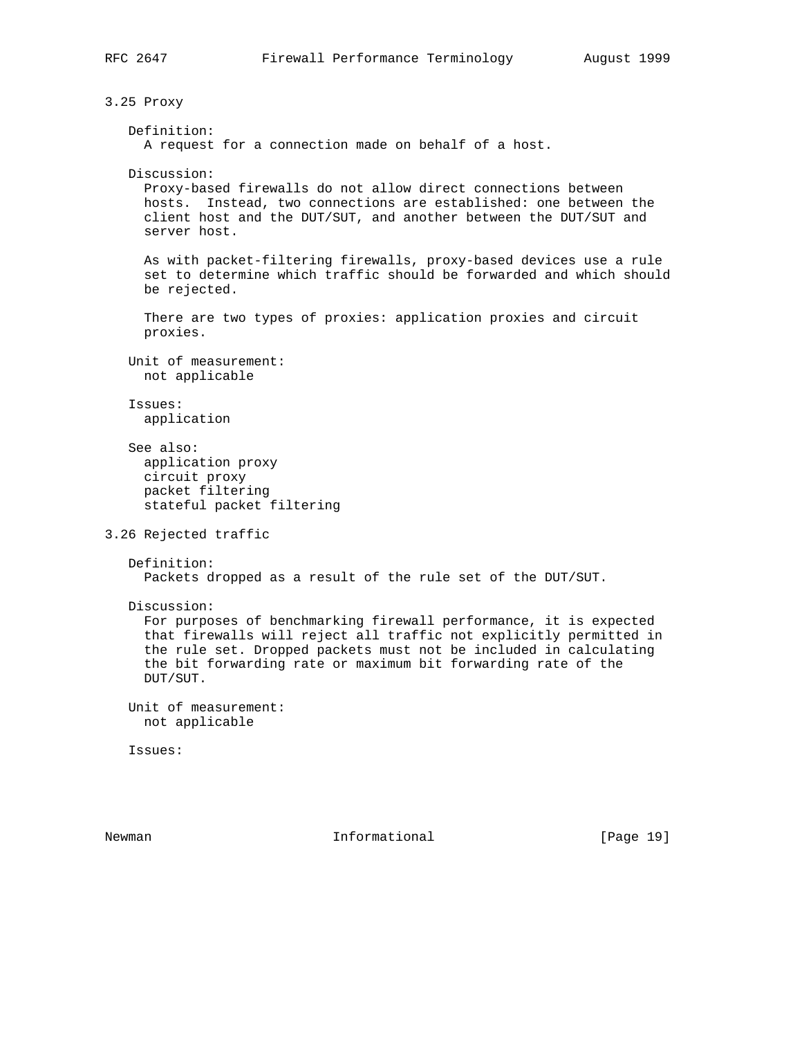### 3.25 Proxy

Definition:
A request for a connection made on behalf of a host.

Discussion:
Proxy-based firewalls do not allow direct connections between hosts. Instead, two connections are established: one between the client host and the DUT/SUT, and another between the DUT/SUT and server host.

As with packet-filtering firewalls, proxy-based devices use a rule set to determine which traffic should be forwarded and which should be rejected.

There are two types of proxies: application proxies and circuit proxies.

Unit of measurement:
not applicable

Issues:
application

See also:
application proxy
circuit proxy
packet filtering
stateful packet filtering

### 3.26 Rejected traffic

Definition:
Packets dropped as a result of the rule set of the DUT/SUT.

Discussion:
For purposes of benchmarking firewall performance, it is expected that firewalls will reject all traffic not explicitly permitted in the rule set. Dropped packets must not be included in calculating the bit forwarding rate or maximum bit forwarding rate of the DUT/SUT.

Unit of measurement:
not applicable

Issues: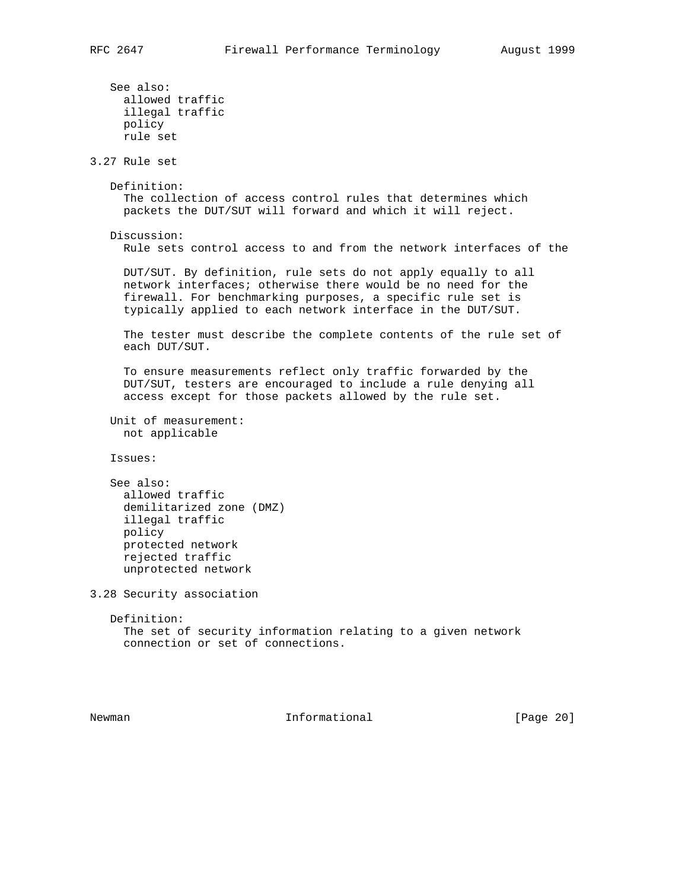See also:
  allowed traffic
  illegal traffic
  policy
  rule set

### 3.27 Rule set

Definition:
The collection of access control rules that determines which packets the DUT/SUT will forward and which it will reject.

Discussion:
Rule sets control access to and from the network interfaces of the DUT/SUT. By definition, rule sets do not apply equally to all network interfaces; otherwise there would be no need for the firewall. For benchmarking purposes, a specific rule set is typically applied to each network interface in the DUT/SUT.

The tester must describe the complete contents of the rule set of each DUT/SUT.

To ensure measurements reflect only traffic forwarded by the DUT/SUT, testers are encouraged to include a rule denying all access except for those packets allowed by the rule set.

Unit of measurement:
not applicable

Issues:

See also:
  allowed traffic
  demilitarized zone (DMZ)
  illegal traffic
  policy
  protected network
  rejected traffic
  unprotected network

### 3.28 Security association

Definition:
The set of security information relating to a given network connection or set of connections.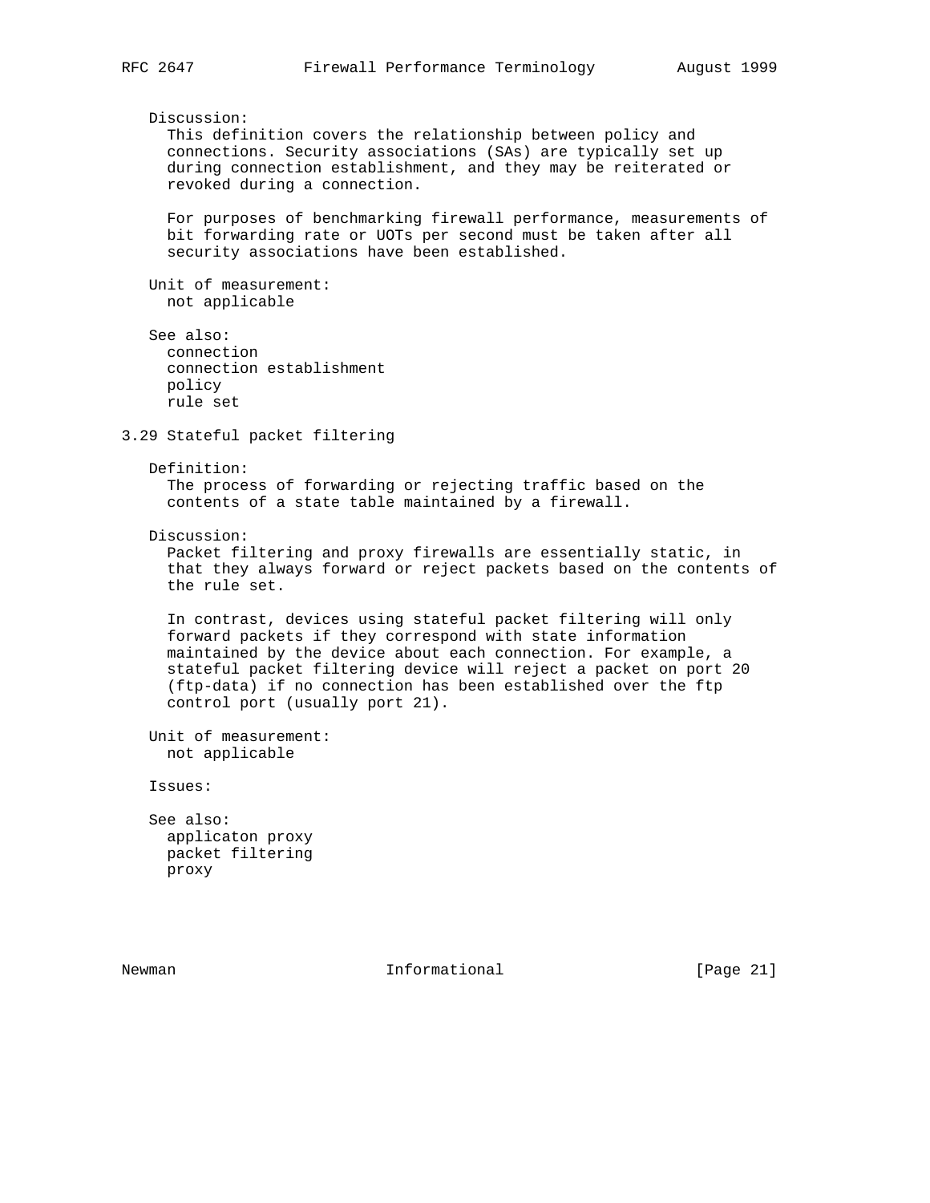Discussion:

This definition covers the relationship between policy and connections. Security associations (SAs) are typically set up during connection establishment, and they may be reiterated or revoked during a connection.

For purposes of benchmarking firewall performance, measurements of bit forwarding rate or UOTs per second must be taken after all security associations have been established.

Unit of measurement:

not applicable

See also:

connection
connection establishment
policy
rule set

### 3.29 Stateful packet filtering

Definition:

The process of forwarding or rejecting traffic based on the contents of a state table maintained by a firewall.

Discussion:

Packet filtering and proxy firewalls are essentially static, in that they always forward or reject packets based on the contents of the rule set.

In contrast, devices using stateful packet filtering will only forward packets if they correspond with state information maintained by the device about each connection. For example, a stateful packet filtering device will reject a packet on port 20 (ftp-data) if no connection has been established over the ftp control port (usually port 21).

Unit of measurement:

not applicable

Issues:

See also:

applicaton proxy
packet filtering
proxy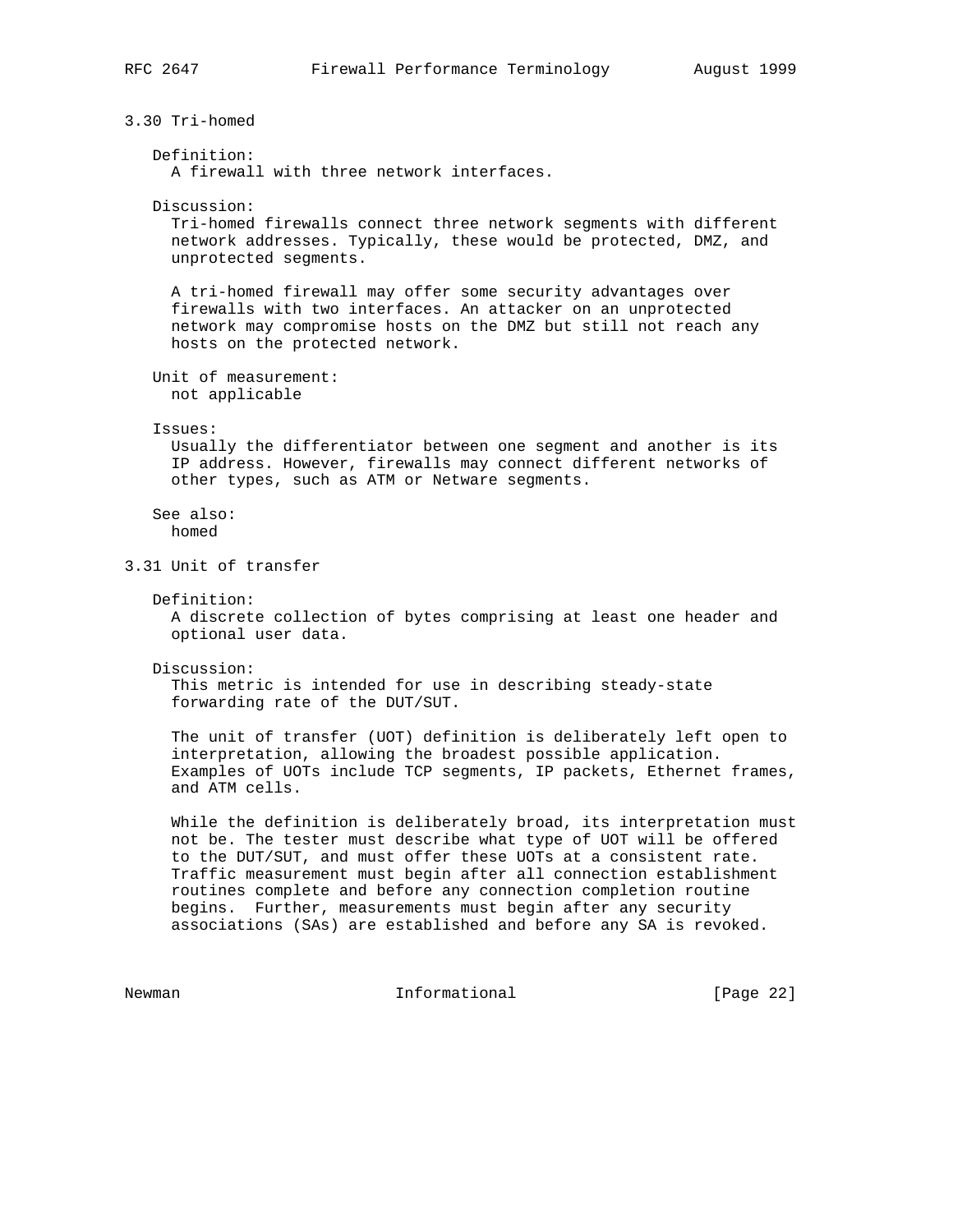### 3.30 Tri-homed

Definition:

A firewall with three network interfaces.

Discussion:

Tri-homed firewalls connect three network segments with different network addresses. Typically, these would be protected, DMZ, and unprotected segments.

A tri-homed firewall may offer some security advantages over firewalls with two interfaces. An attacker on an unprotected network may compromise hosts on the DMZ but still not reach any hosts on the protected network.

Unit of measurement:

not applicable

Issues:

Usually the differentiator between one segment and another is its IP address. However, firewalls may connect different networks of other types, such as ATM or Netware segments.

See also:

homed

### 3.31 Unit of transfer

Definition:

A discrete collection of bytes comprising at least one header and optional user data.

Discussion:

This metric is intended for use in describing steady-state forwarding rate of the DUT/SUT.

The unit of transfer (UOT) definition is deliberately left open to interpretation, allowing the broadest possible application. Examples of UOTs include TCP segments, IP packets, Ethernet frames, and ATM cells.

While the definition is deliberately broad, its interpretation must not be. The tester must describe what type of UOT will be offered to the DUT/SUT, and must offer these UOTs at a consistent rate. Traffic measurement must begin after all connection establishment routines complete and before any connection completion routine begins. Further, measurements must begin after any security associations (SAs) are established and before any SA is revoked.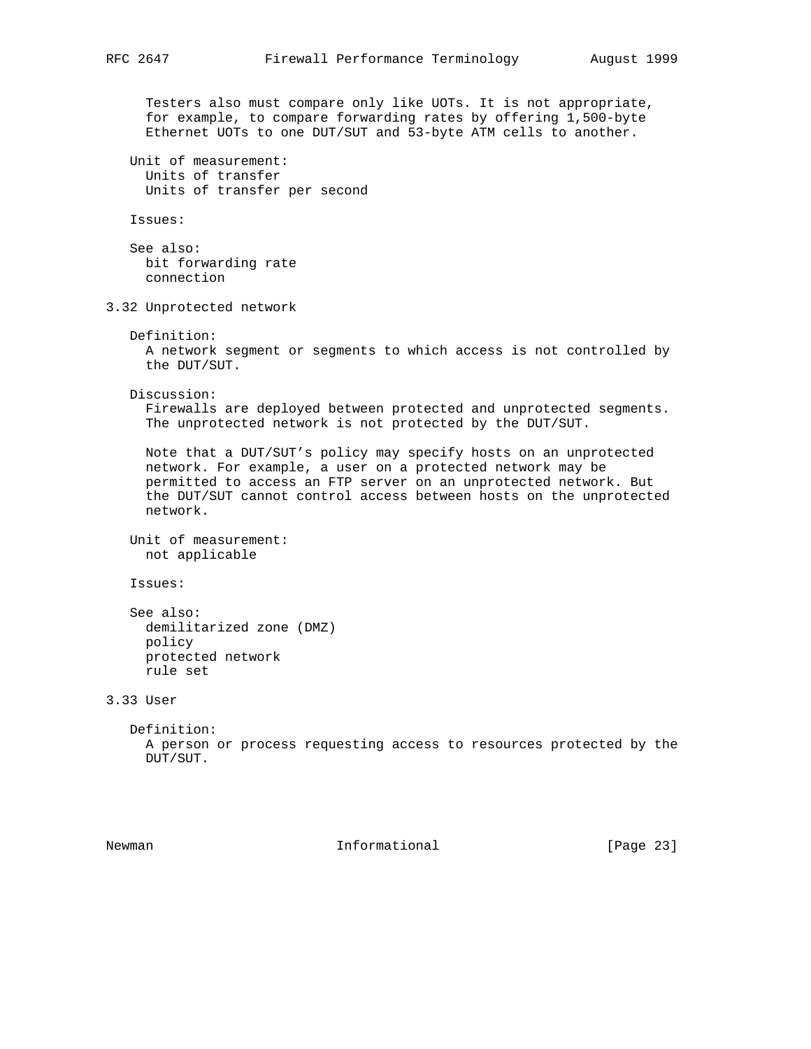Testers also must compare only like UOTs. It is not appropriate, for example, to compare forwarding rates by offering 1,500-byte Ethernet UOTs to one DUT/SUT and 53-byte ATM cells to another.

Unit of measurement:
Units of transfer
Units of transfer per second

Issues:

See also:
bit forwarding rate
connection

### 3.32 Unprotected network

Definition:
A network segment or segments to which access is not controlled by the DUT/SUT.

Discussion:
Firewalls are deployed between protected and unprotected segments. The unprotected network is not protected by the DUT/SUT.

Note that a DUT/SUT's policy may specify hosts on an unprotected network. For example, a user on a protected network may be permitted to access an FTP server on an unprotected network. But the DUT/SUT cannot control access between hosts on the unprotected network.

Unit of measurement:
not applicable

Issues:

See also:
demilitarized zone (DMZ)
policy
protected network
rule set

### 3.33 User

Definition:
A person or process requesting access to resources protected by the DUT/SUT.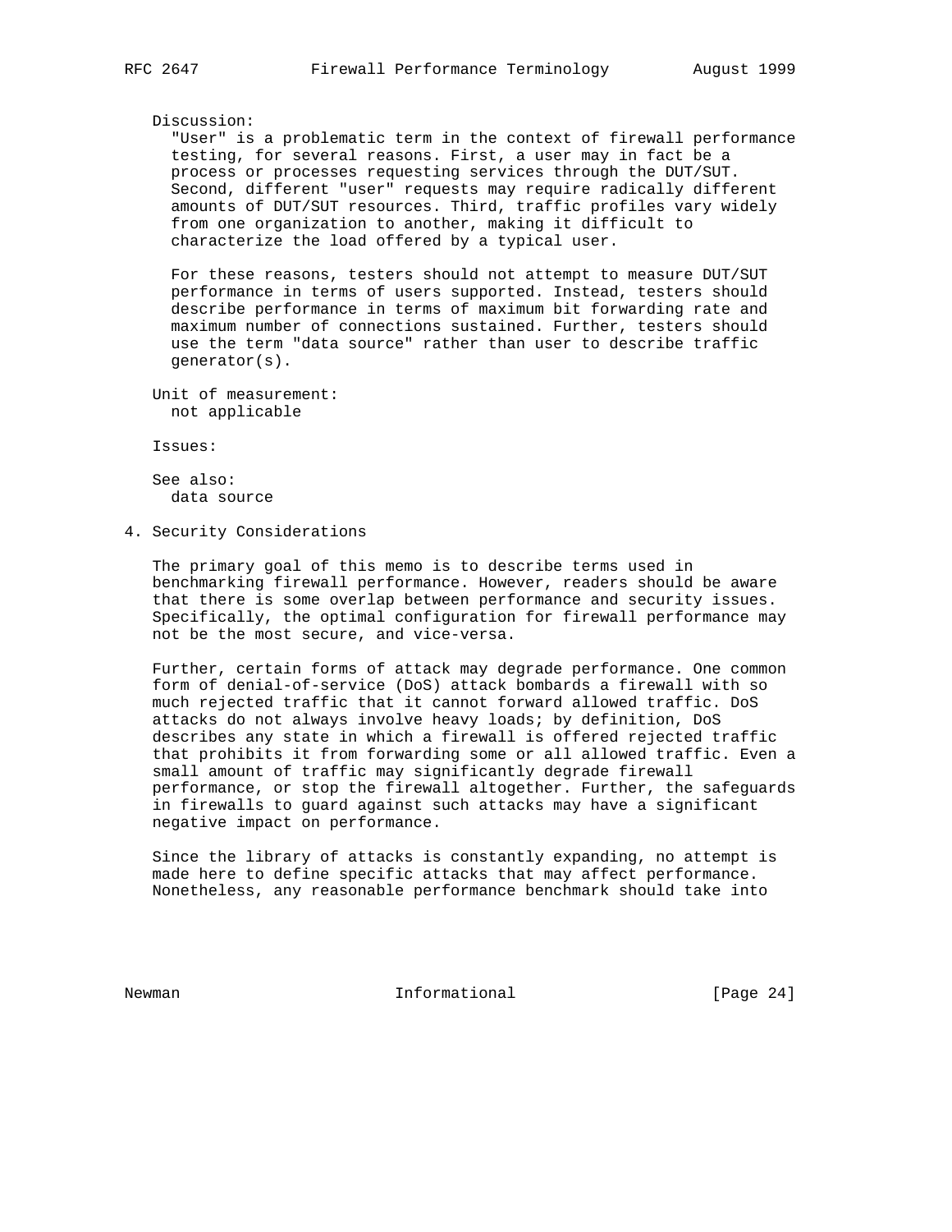Discussion:

"User" is a problematic term in the context of firewall performance testing, for several reasons. First, a user may in fact be a process or processes requesting services through the DUT/SUT. Second, different "user" requests may require radically different amounts of DUT/SUT resources. Third, traffic profiles vary widely from one organization to another, making it difficult to characterize the load offered by a typical user.

For these reasons, testers should not attempt to measure DUT/SUT performance in terms of users supported. Instead, testers should describe performance in terms of maximum bit forwarding rate and maximum number of connections sustained. Further, testers should use the term "data source" rather than user to describe traffic generator(s).

Unit of measurement:

not applicable

Issues:

See also:

data source

## 4. Security Considerations

The primary goal of this memo is to describe terms used in benchmarking firewall performance. However, readers should be aware that there is some overlap between performance and security issues. Specifically, the optimal configuration for firewall performance may not be the most secure, and vice-versa.

Further, certain forms of attack may degrade performance. One common form of denial-of-service (DoS) attack bombards a firewall with so much rejected traffic that it cannot forward allowed traffic. DoS attacks do not always involve heavy loads; by definition, DoS describes any state in which a firewall is offered rejected traffic that prohibits it from forwarding some or all allowed traffic. Even a small amount of traffic may significantly degrade firewall performance, or stop the firewall altogether. Further, the safeguards in firewalls to guard against such attacks may have a significant negative impact on performance.

Since the library of attacks is constantly expanding, no attempt is made here to define specific attacks that may affect performance. Nonetheless, any reasonable performance benchmark should take into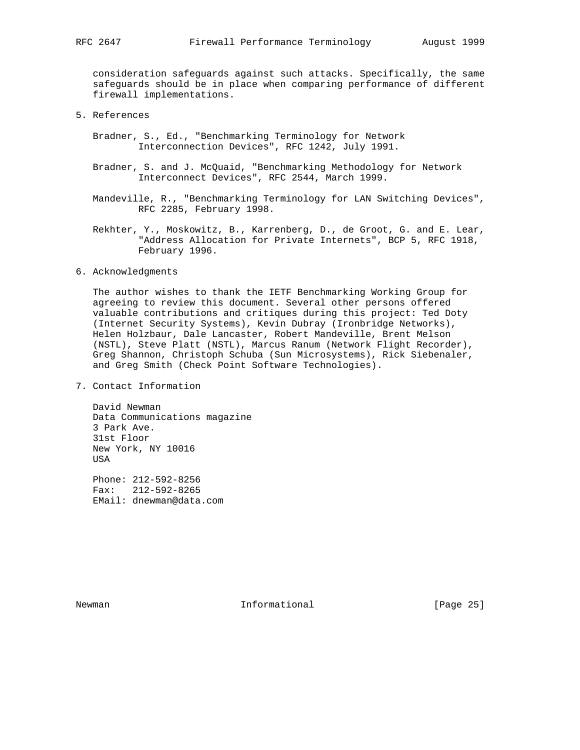consideration safeguards against such attacks. Specifically, the same safeguards should be in place when comparing performance of different firewall implementations.

## 5. References

Bradner, S., Ed., "Benchmarking Terminology for Network Interconnection Devices", RFC 1242, July 1991.

Bradner, S. and J. McQuaid, "Benchmarking Methodology for Network Interconnect Devices", RFC 2544, March 1999.

Mandeville, R., "Benchmarking Terminology for LAN Switching Devices", RFC 2285, February 1998.

Rekhter, Y., Moskowitz, B., Karrenberg, D., de Groot, G. and E. Lear, "Address Allocation for Private Internets", BCP 5, RFC 1918, February 1996.

## 6. Acknowledgments

The author wishes to thank the IETF Benchmarking Working Group for agreeing to review this document. Several other persons offered valuable contributions and critiques during this project: Ted Doty (Internet Security Systems), Kevin Dubray (Ironbridge Networks), Helen Holzbaur, Dale Lancaster, Robert Mandeville, Brent Melson (NSTL), Steve Platt (NSTL), Marcus Ranum (Network Flight Recorder), Greg Shannon, Christoph Schuba (Sun Microsystems), Rick Siebenaler, and Greg Smith (Check Point Software Technologies).

## 7. Contact Information

David Newman
Data Communications magazine
3 Park Ave.
31st Floor
New York, NY 10016
USA

Phone: 212-592-8256
Fax:   212-592-8265
EMail: dnewman@data.com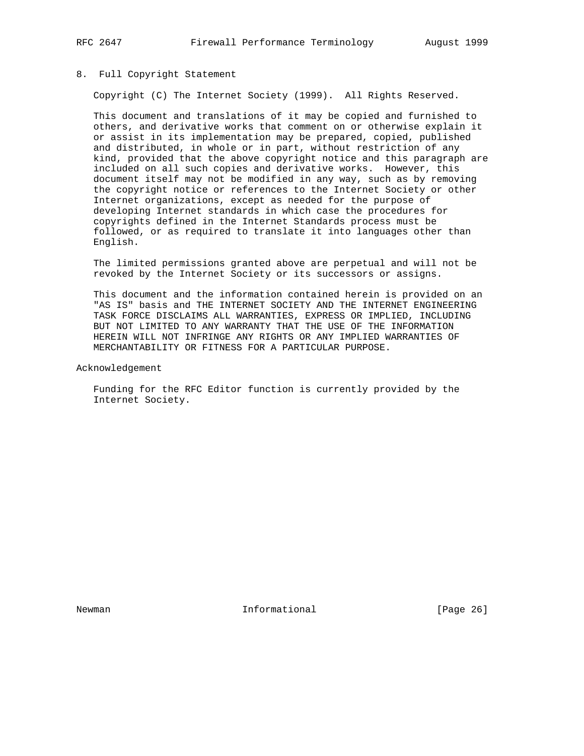## 8. Full Copyright Statement

Copyright (C) The Internet Society (1999). All Rights Reserved.

This document and translations of it may be copied and furnished to others, and derivative works that comment on or otherwise explain it or assist in its implementation may be prepared, copied, published and distributed, in whole or in part, without restriction of any kind, provided that the above copyright notice and this paragraph are included on all such copies and derivative works. However, this document itself may not be modified in any way, such as by removing the copyright notice or references to the Internet Society or other Internet organizations, except as needed for the purpose of developing Internet standards in which case the procedures for copyrights defined in the Internet Standards process must be followed, or as required to translate it into languages other than English.

The limited permissions granted above are perpetual and will not be revoked by the Internet Society or its successors or assigns.

This document and the information contained herein is provided on an "AS IS" basis and THE INTERNET SOCIETY AND THE INTERNET ENGINEERING TASK FORCE DISCLAIMS ALL WARRANTIES, EXPRESS OR IMPLIED, INCLUDING BUT NOT LIMITED TO ANY WARRANTY THAT THE USE OF THE INFORMATION HEREIN WILL NOT INFRINGE ANY RIGHTS OR ANY IMPLIED WARRANTIES OF MERCHANTABILITY OR FITNESS FOR A PARTICULAR PURPOSE.

## Acknowledgement

Funding for the RFC Editor function is currently provided by the Internet Society.